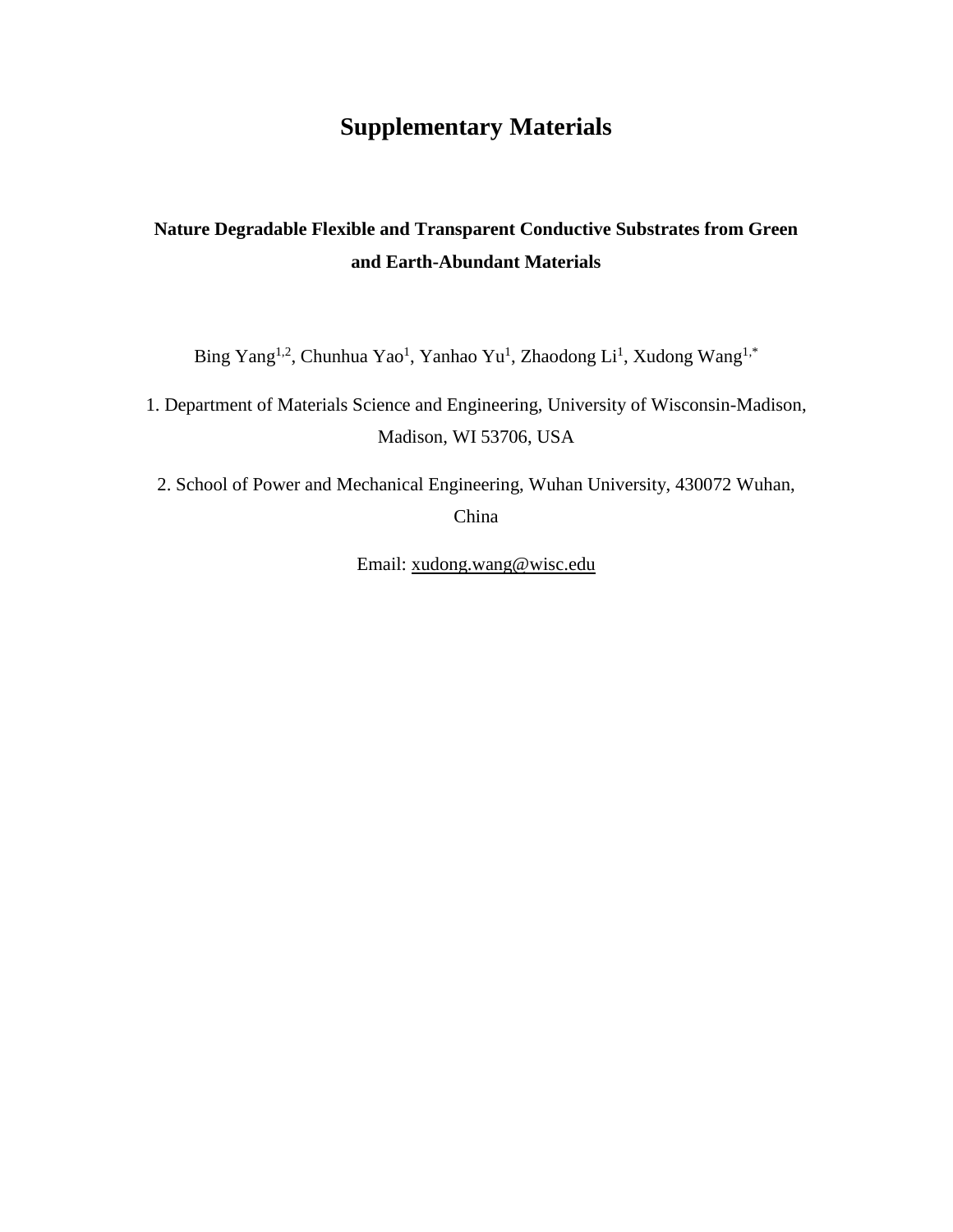# Supplementary Materials

## Nature Degradable Flexible and Transparent Conductive Substrates from Green and Earth-Abundant Materials

Bing Yang[1,2], Chunhua Yao[1], Yanhao Yu[1], Zhaodong Li[1], Xudong Wang[1,*]

1. Department of Materials Science and Engineering, University of Wisconsin-Madison, Madison, WI 53706, USA

2. School of Power and Mechanical Engineering, Wuhan University, 430072 Wuhan, China

Email: xudong.wang@wisc.edu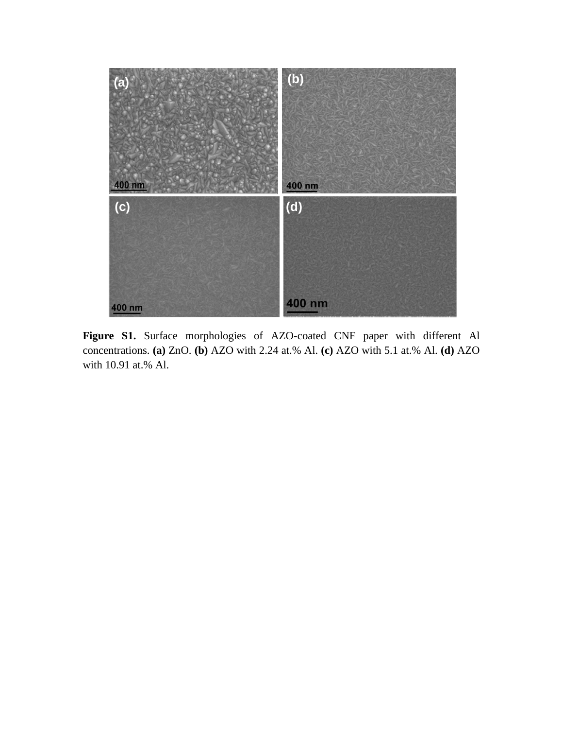**Figure S1.** Surface morphologies of AZO-coated CNF paper with different Al concentrations. **(a)** ZnO. **(b)** AZO with 2.24 at.% Al. **(c)** AZO with 5.1 at.% Al. **(d)** AZO with 10.91 at.% Al.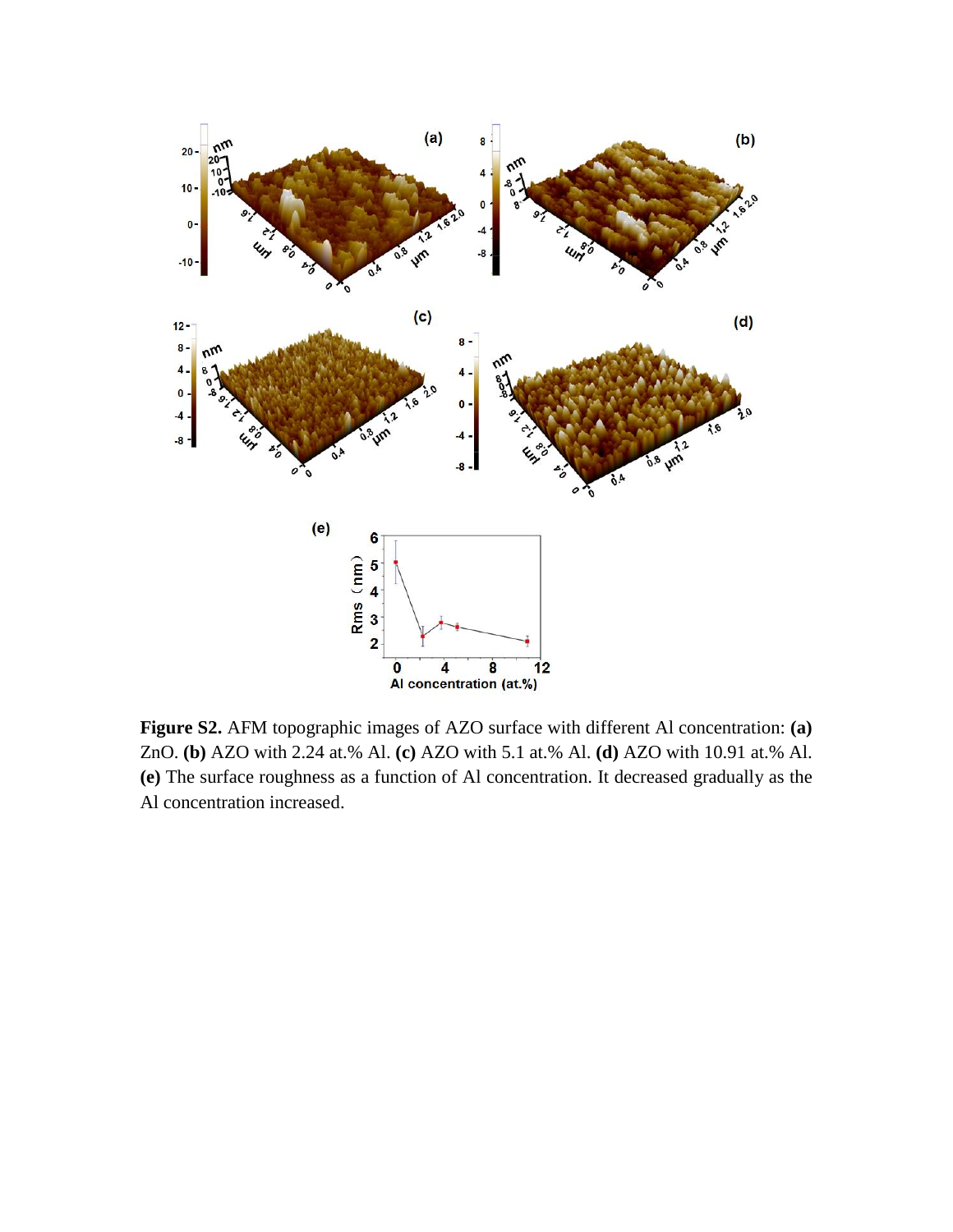**Figure S2.** AFM topographic images of AZO surface with different Al concentration: **(a)** ZnO. **(b)** AZO with 2.24 at.% Al. **(c)** AZO with 5.1 at.% Al. **(d)** AZO with 10.91 at.% Al. **(e)** The surface roughness as a function of Al concentration. It decreased gradually as the Al concentration increased.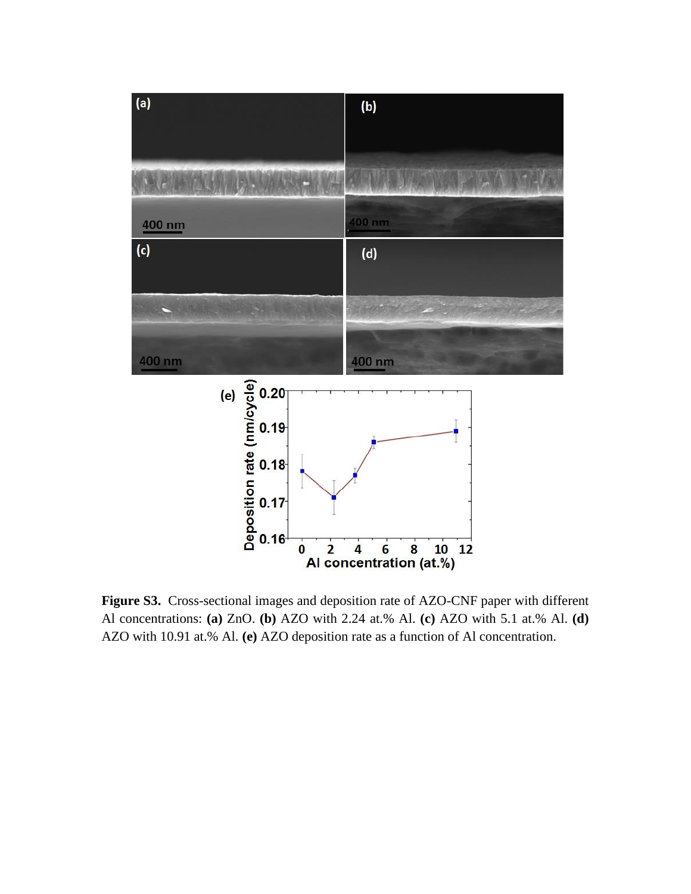**Figure S3.** Cross-sectional images and deposition rate of AZO-CNF paper with different Al concentrations: **(a)** ZnO. **(b)** AZO with 2.24 at.% Al. **(c)** AZO with 5.1 at.% Al. **(d)** AZO with 10.91 at.% Al. **(e)** AZO deposition rate as a function of Al concentration.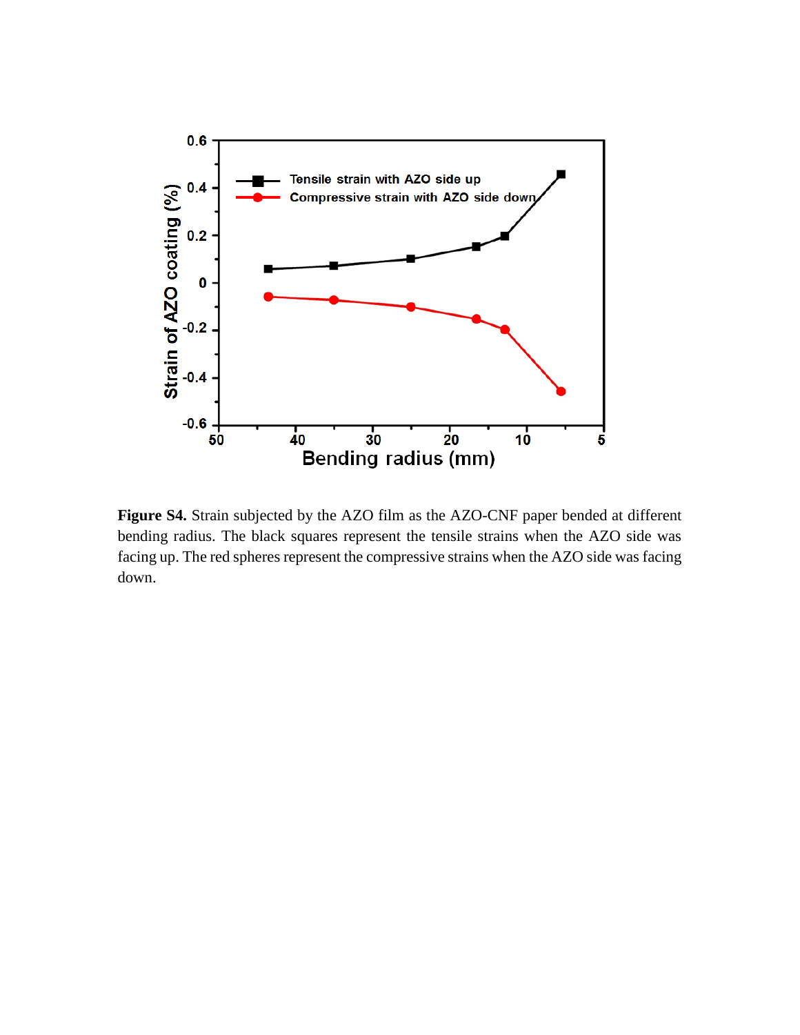**Figure S4.** Strain subjected by the AZO film as the AZO-CNF paper bended at different bending radius. The black squares represent the tensile strains when the AZO side was facing up. The red spheres represent the compressive strains when the AZO side was facing down.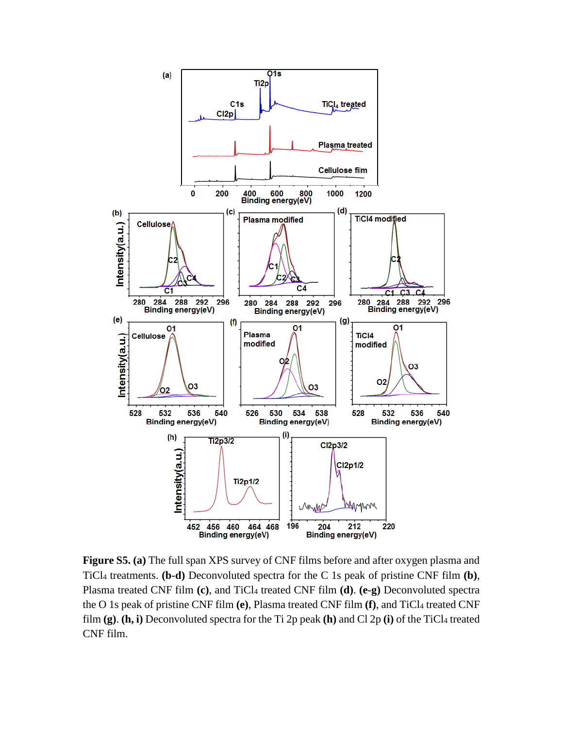**Figure S5. (a)** The full span XPS survey of CNF films before and after oxygen plasma and $TiCl_4$ treatments. **(b-d)** Deconvoluted spectra for the C 1s peak of pristine CNF film **(b)**, Plasma treated CNF film **(c)**, and $TiCl_4$ treated CNF film **(d)**. **(e-g)** Deconvoluted spectra the O 1s peak of pristine CNF film **(e)**, Plasma treated CNF film **(f)**, and $TiCl_4$ treated CNF film **(g)**. **(h, i)** Deconvoluted spectra for the Ti 2p peak **(h)** and Cl 2p **(i)** of the $TiCl_4$ treated CNF film.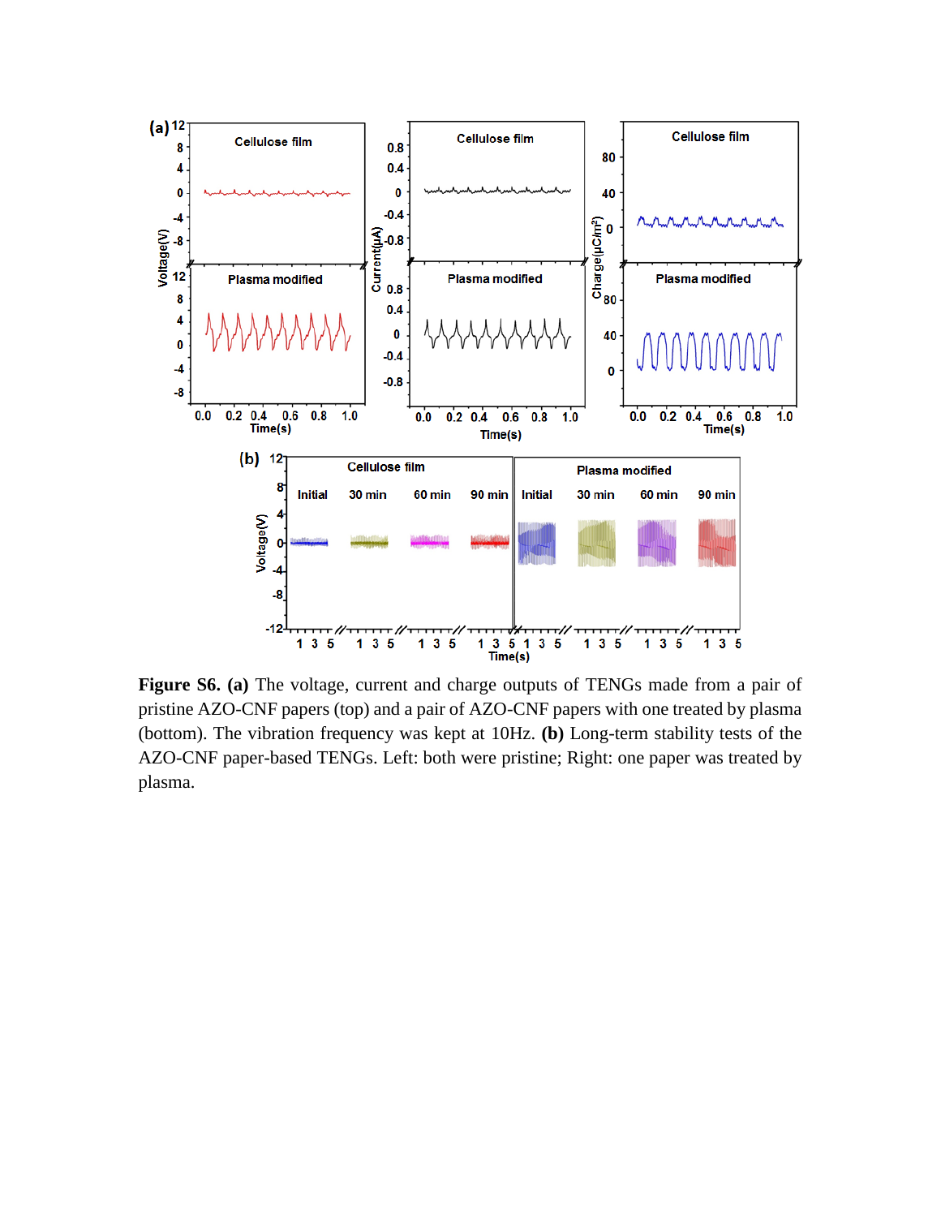**Figure S6. (a)** The voltage, current and charge outputs of TENGs made from a pair of pristine AZO-CNF papers (top) and a pair of AZO-CNF papers with one treated by plasma (bottom). The vibration frequency was kept at 10Hz. **(b)** Long-term stability tests of the AZO-CNF paper-based TENGs. Left: both were pristine; Right: one paper was treated by plasma.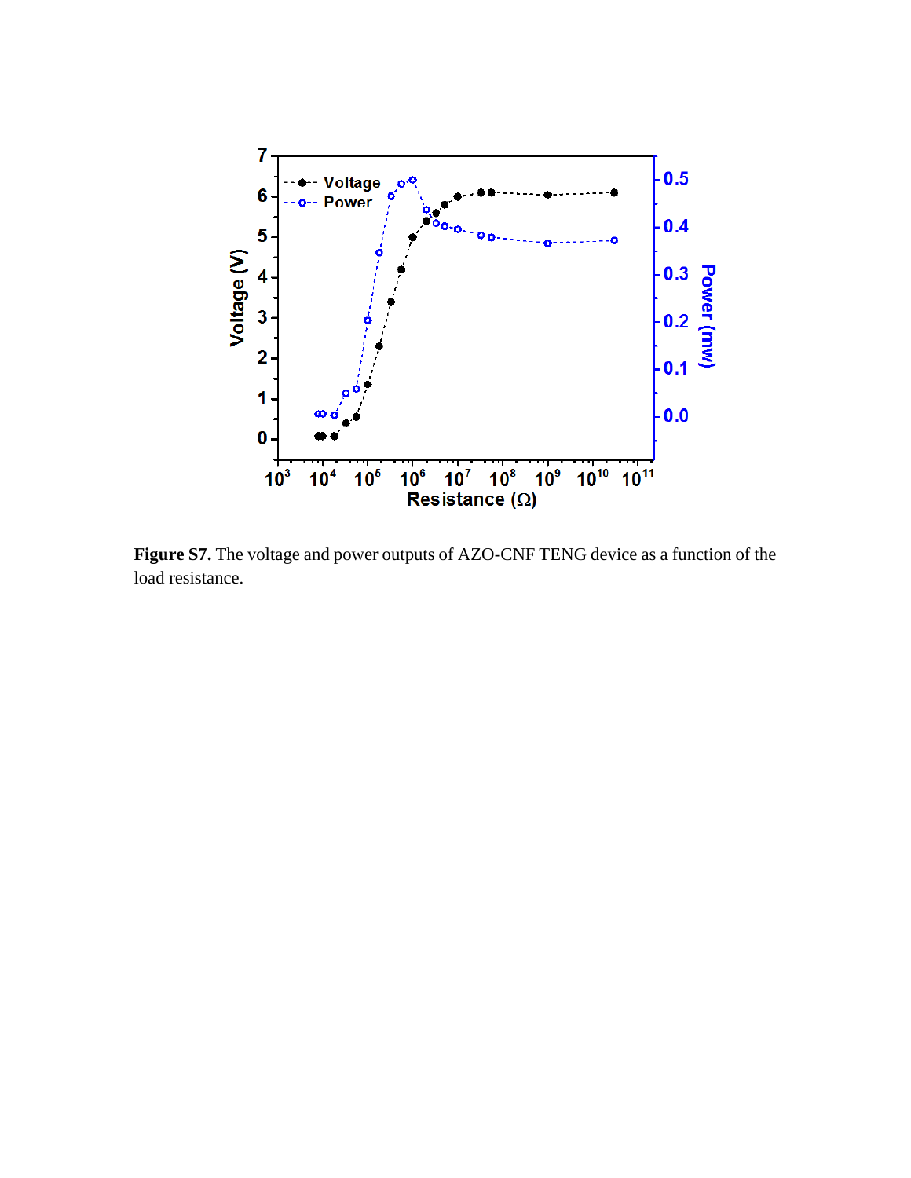Voltage (V)

Power (mw)

Resistance (Ω)

Voltage

Power

7
6
5
4
3
2
1
0

0.5
0.4
0.3
0.2
0.1
0.0

$10^3$ $10^4$ $10^5$ $10^6$ $10^7$ $10^8$ $10^9$ $10^{10}$ $10^{11}$

**Figure S7.** The voltage and power outputs of AZO-CNF TENG device as a function of the load resistance.